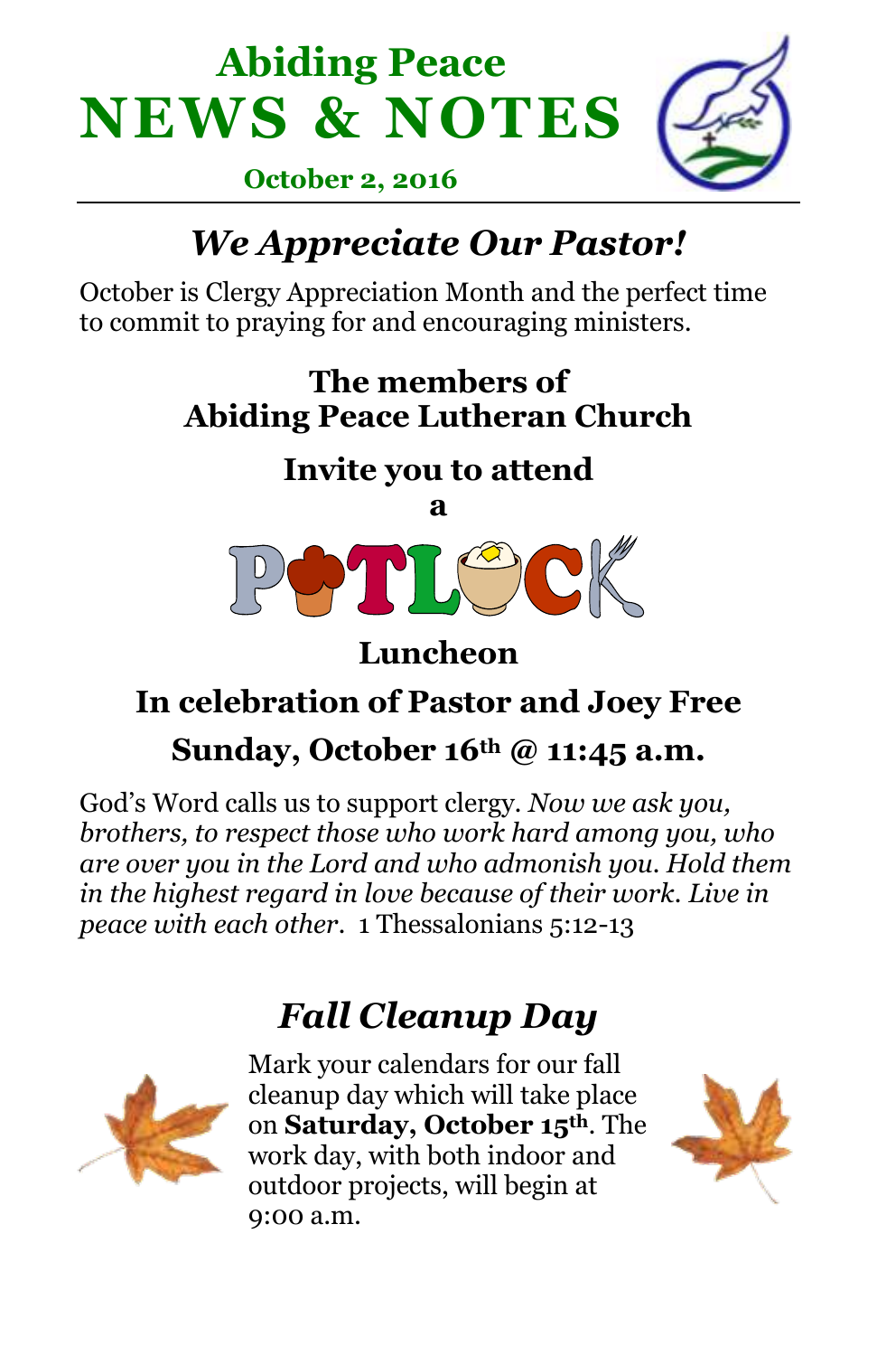# Abiding Peace NEWS & NOTES

**October 2, 2016**

## *We Appreciate Our Pastor!*

October is Clergy Appreciation Month and the perfect time to commit to praying for and encouraging ministers.

**The members of**
**Abiding Peace Lutheran Church**

**Invite you to attend**
**a**

**POTLUCK**

**Luncheon**

**In celebration of Pastor and Joey Free**

**Sunday, October 16th @ 11:45 a.m.**

God's Word calls us to support clergy. *Now we ask you, brothers, to respect those who work hard among you, who are over you in the Lord and who admonish you. Hold them in the highest regard in love because of their work. Live in peace with each other*. 1 Thessalonians 5:12-13

## *Fall Cleanup Day*

Mark your calendars for our fall cleanup day which will take place on **Saturday, October 15th**. The work day, with both indoor and outdoor projects, will begin at 9:00 a.m.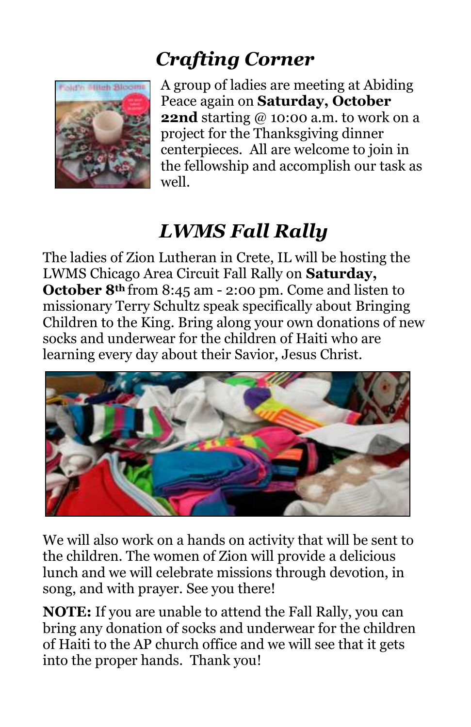## *Crafting Corner*

A group of ladies are meeting at Abiding Peace again on **Saturday, October 22nd** starting @ 10:00 a.m. to work on a project for the Thanksgiving dinner centerpieces. All are welcome to join in the fellowship and accomplish our task as well.

## *LWMS Fall Rally*

The ladies of Zion Lutheran in Crete, IL will be hosting the LWMS Chicago Area Circuit Fall Rally on **Saturday, October 8th** from 8:45 am - 2:00 pm. Come and listen to missionary Terry Schultz speak specifically about Bringing Children to the King. Bring along your own donations of new socks and underwear for the children of Haiti who are learning every day about their Savior, Jesus Christ.

We will also work on a hands on activity that will be sent to the children. The women of Zion will provide a delicious lunch and we will celebrate missions through devotion, in song, and with prayer. See you there!

**NOTE:** If you are unable to attend the Fall Rally, you can bring any donation of socks and underwear for the children of Haiti to the AP church office and we will see that it gets into the proper hands. Thank you!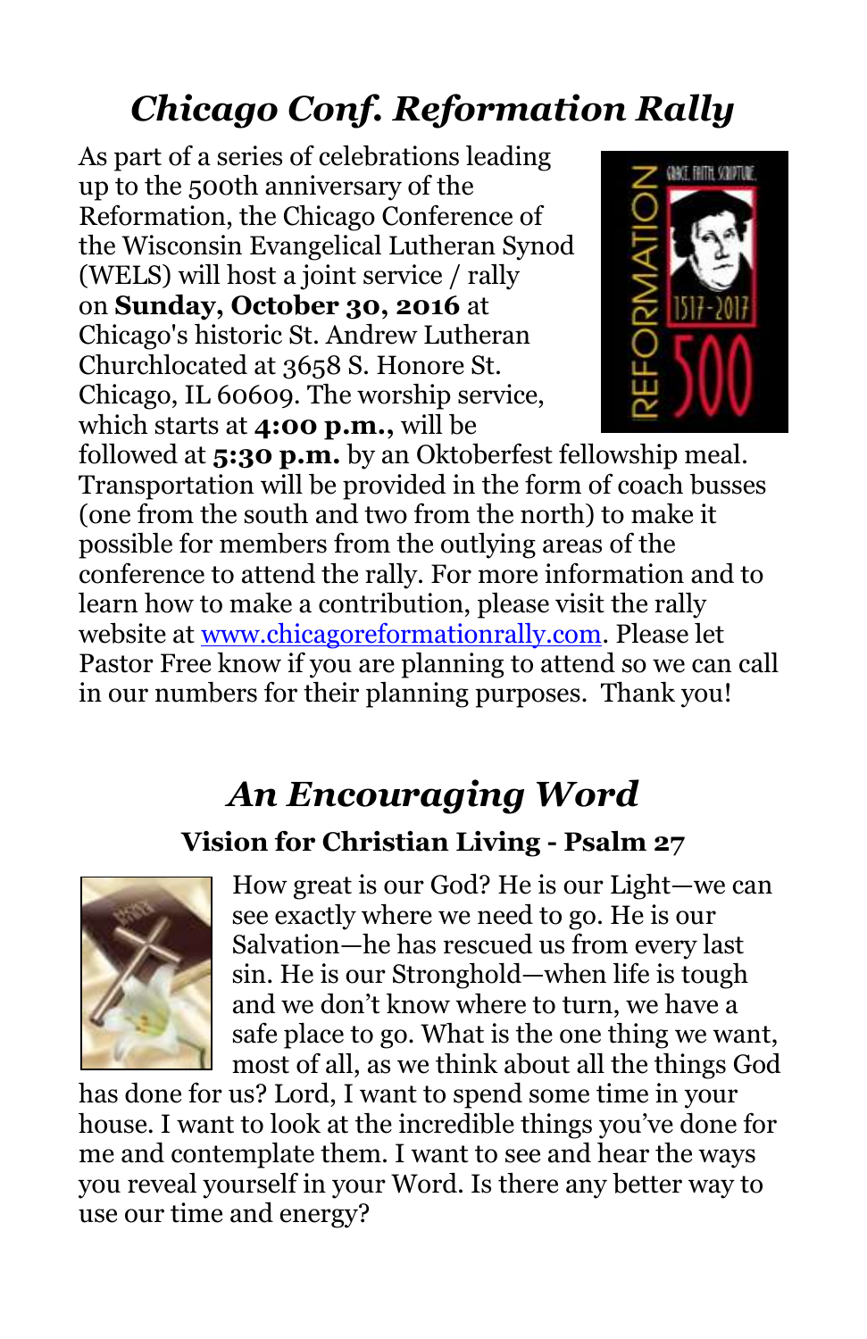## *Chicago Conf. Reformation Rally*

As part of a series of celebrations leading up to the 500th anniversary of the Reformation, the Chicago Conference of the Wisconsin Evangelical Lutheran Synod (WELS) will host a joint service / rally on **Sunday, October 30, 2016** at Chicago's historic St. Andrew Lutheran Churchlocated at 3658 S. Honore St. Chicago, IL 60609. The worship service, which starts at **4:00 p.m.,** will be followed at **5:30 p.m.** by an Oktoberfest fellowship meal. Transportation will be provided in the form of coach busses (one from the south and two from the north) to make it possible for members from the outlying areas of the conference to attend the rally. For more information and to learn how to make a contribution, please visit the rally website at [www.chicagoreformationrally.com](http://www.chicagoreformationrally.com). Please let Pastor Free know if you are planning to attend so we can call in our numbers for their planning purposes.  Thank you!

## *An Encouraging Word*

### Vision for Christian Living - Psalm 27

How great is our God? He is our Light—we can see exactly where we need to go. He is our Salvation—he has rescued us from every last sin. He is our Stronghold—when life is tough and we don't know where to turn, we have a safe place to go. What is the one thing we want, most of all, as we think about all the things God has done for us? Lord, I want to spend some time in your house. I want to look at the incredible things you've done for me and contemplate them. I want to see and hear the ways you reveal yourself in your Word. Is there any better way to use our time and energy?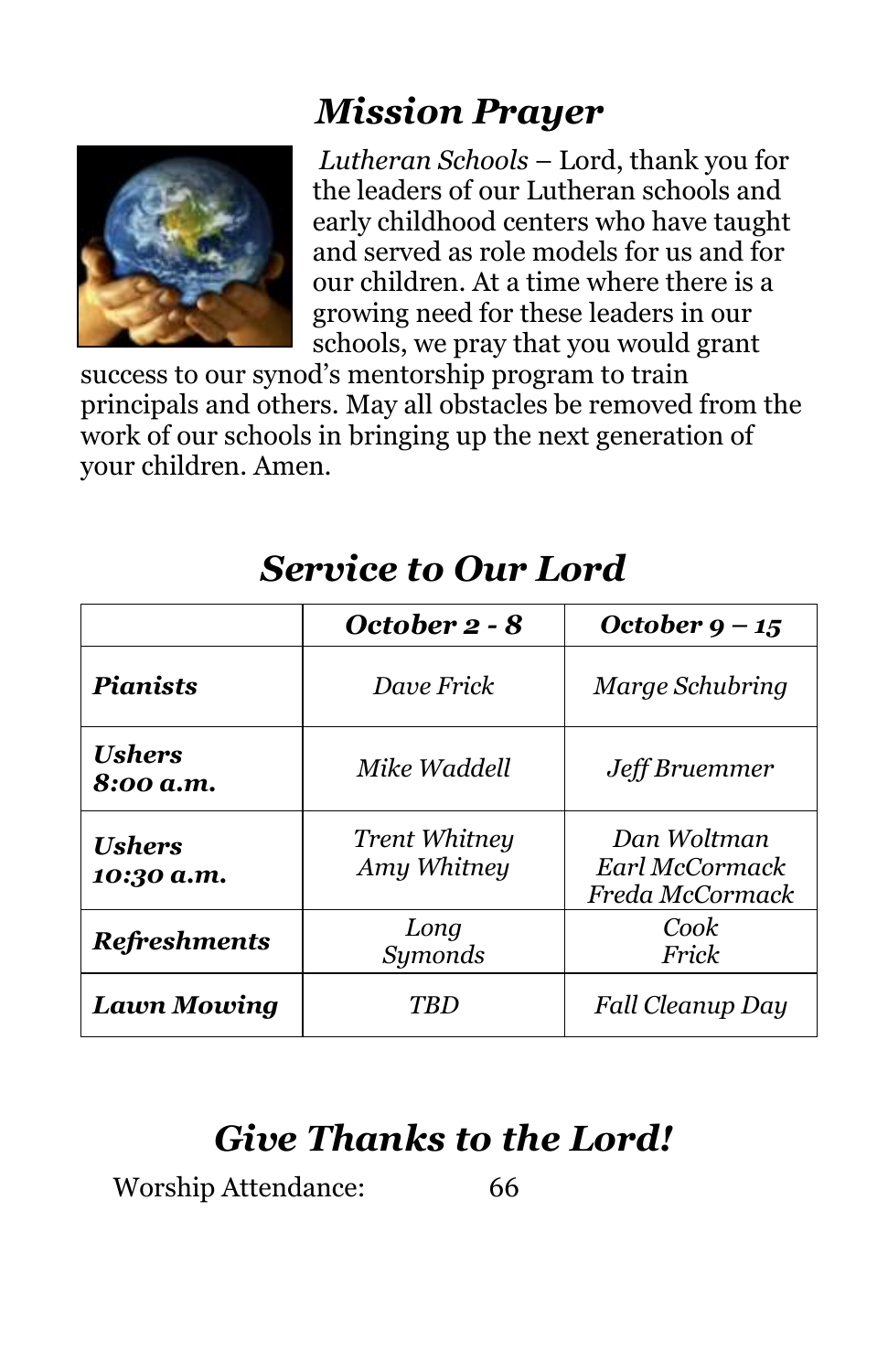## *Mission Prayer*

*Lutheran Schools* – Lord, thank you for the leaders of our Lutheran schools and early childhood centers who have taught and served as role models for us and for our children. At a time where there is a growing need for these leaders in our schools, we pray that you would grant success to our synod's mentorship program to train principals and others. May all obstacles be removed from the work of our schools in bringing up the next generation of your children. Amen.

## *Service to Our Lord*

| | ***October 2 - 8*** | ***October 9 – 15*** |
|---|---|---|
| ***Pianists*** | *Dave Frick* | *Marge Schubring* |
| ***Ushers 8:00 a.m.*** | *Mike Waddell* | *Jeff Bruemmer* |
| ***Ushers 10:30 a.m.*** | *Trent Whitney*<br>*Amy Whitney* | *Dan Woltman*<br>*Earl McCormack*<br>*Freda McCormack* |
| ***Refreshments*** | *Long*<br>*Symonds* | *Cook*<br>*Frick* |
| ***Lawn Mowing*** | *TBD* | *Fall Cleanup Day* |

## *Give Thanks to the Lord!*

Worship Attendance: 66